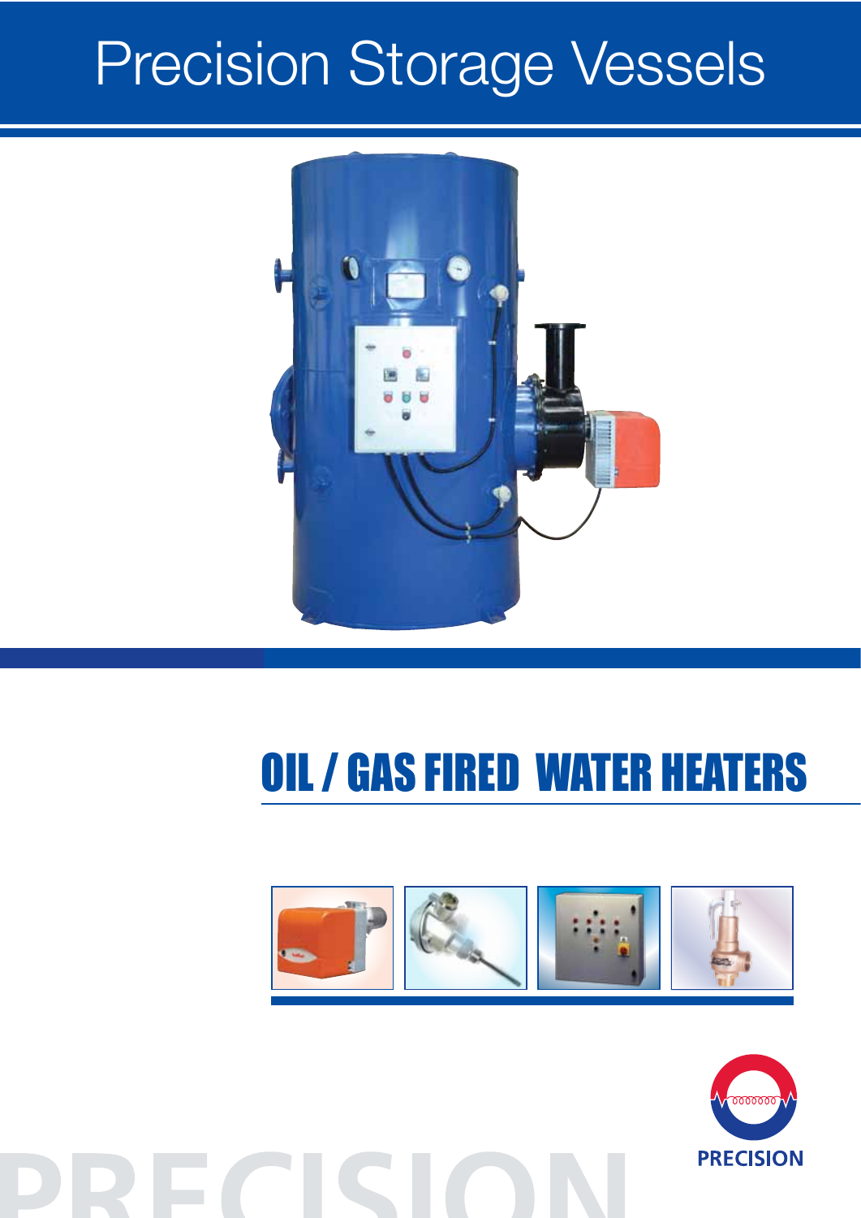# Precision Storage Vessels

## OIL / GAS FIRED WATER HEATERS

PRECISION

PRECISION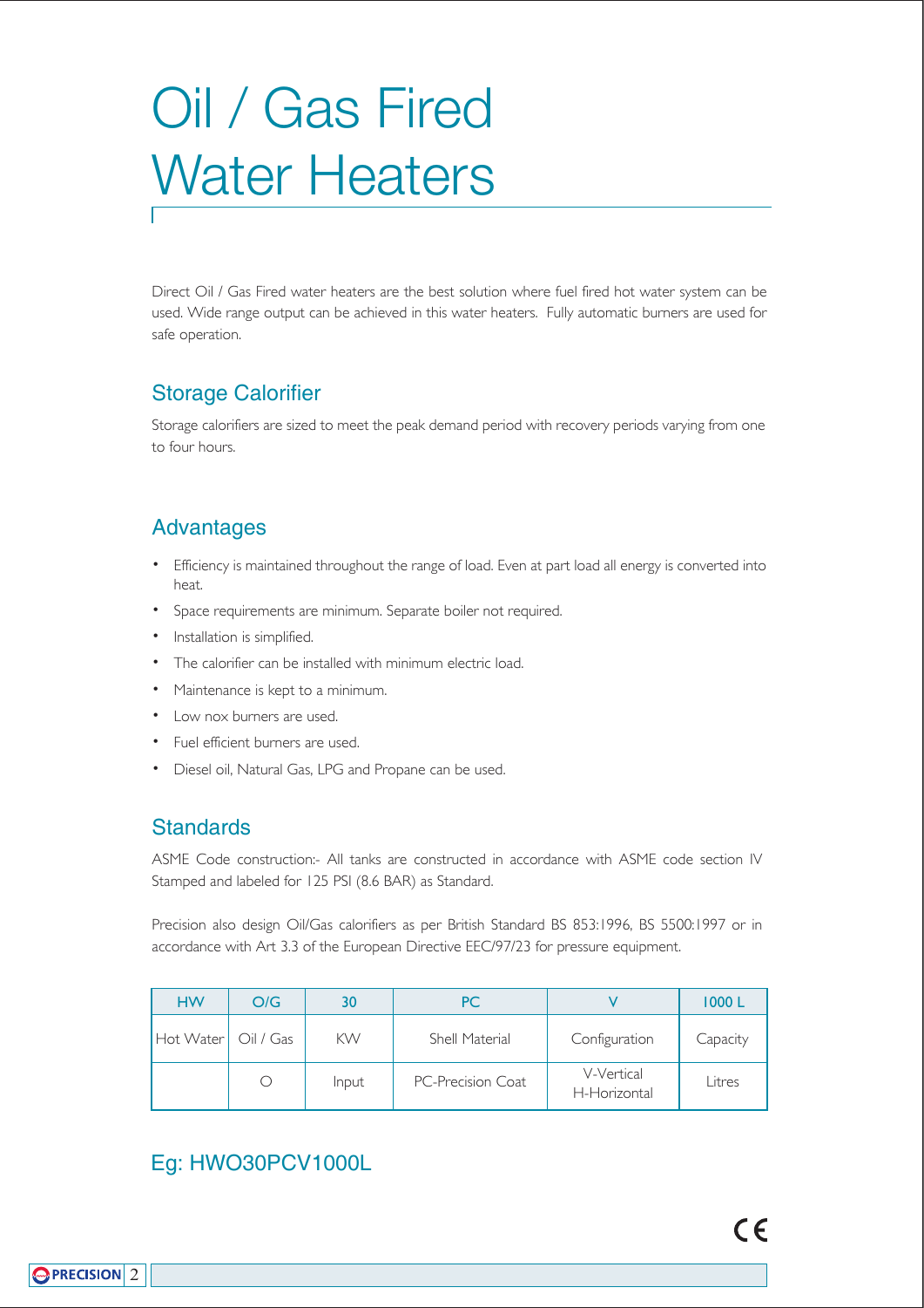# Oil / Gas Fired Water Heaters

Direct Oil / Gas Fired water heaters are the best solution where fuel fired hot water system can be used. Wide range output can be achieved in this water heaters. Fully automatic burners are used for safe operation.

## Storage Calorifier

Storage calorifiers are sized to meet the peak demand period with recovery periods varying from one to four hours.

## Advantages

- Efficiency is maintained throughout the range of load. Even at part load all energy is converted into heat.
- Space requirements are minimum. Separate boiler not required.
- Installation is simplified.
- The calorifier can be installed with minimum electric load.
- Maintenance is kept to a minimum.
- Low nox burners are used.
- Fuel efficient burners are used.
- Diesel oil, Natural Gas, LPG and Propane can be used.

## Standards

ASME Code construction:- All tanks are constructed in accordance with ASME code section IV Stamped and labeled for 125 PSI (8.6 BAR) as Standard.

Precision also design Oil/Gas calorifiers as per British Standard BS 853:1996, BS 5500:1997 or in accordance with Art 3.3 of the European Directive EEC/97/23 for pressure equipment.

| HW | O/G | 30 | PC | V | 1000 L |
|---|---|---|---|---|---|
| Hot Water | Oil / Gas | KW | Shell Material | Configuration | Capacity |
| | O | Input | PC-Precision Coat | V-Vertical<br>H-Horizontal | Litres |

## Eg: HWO30PCV1000L

CE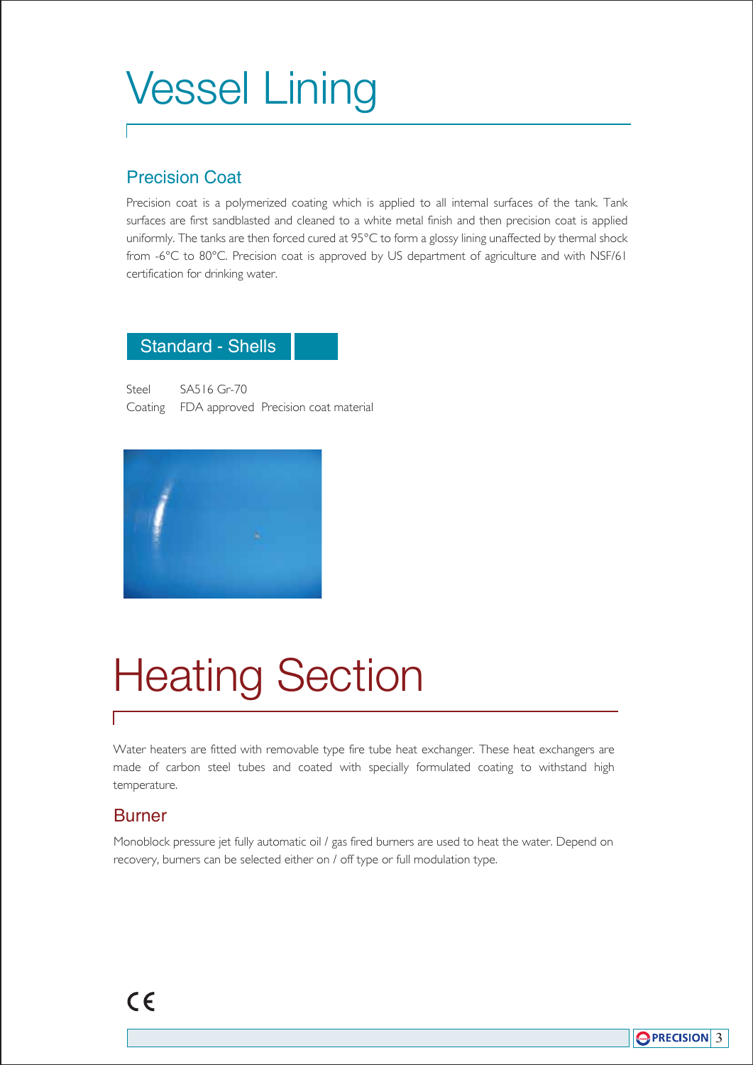# Vessel Lining

## Precision Coat

Precision coat is a polymerized coating which is applied to all internal surfaces of the tank. Tank surfaces are first sandblasted and cleaned to a white metal finish and then precision coat is applied uniformly. The tanks are then forced cured at 95°C to form a glossy lining unaffected by thermal shock from -6°C to 80°C. Precision coat is approved by US department of agriculture and with NSF/61 certification for drinking water.

### Standard - Shells

Steel SA516 Gr-70

Coating FDA approved Precision coat material

# Heating Section

Water heaters are fitted with removable type fire tube heat exchanger. These heat exchangers are made of carbon steel tubes and coated with specially formulated coating to withstand high temperature.

## Burner

Monoblock pressure jet fully automatic oil / gas fired burners are used to heat the water. Depend on recovery, burners can be selected either on / off type or full modulation type.

CE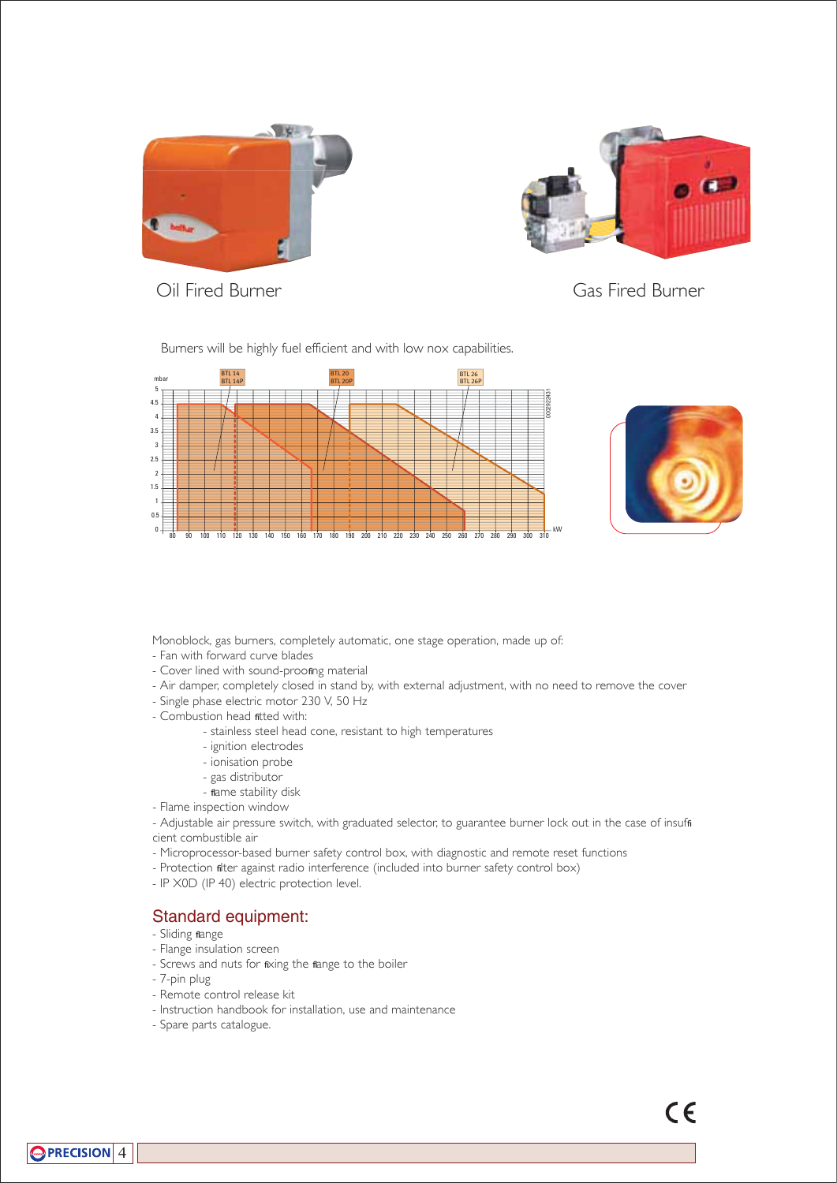Oil Fired Burner

Gas Fired Burner

Burners will be highly fuel efficient and with low nox capabilities.

Monoblock, gas burners, completely automatic, one stage operation, made up of:

- Fan with forward curve blades
- Cover lined with sound-proofing material
- Air damper, completely closed in stand by, with external adjustment, with no need to remove the cover
- Single phase electric motor 230 V, 50 Hz
- Combustion head fitted with:
    - stainless steel head cone, resistant to high temperatures
    - ignition electrodes
    - ionisation probe
    - gas distributor
    - flame stability disk
- Flame inspection window
- Adjustable air pressure switch, with graduated selector, to guarantee burner lock out in the case of insufficient combustible air
- Microprocessor-based burner safety control box, with diagnostic and remote reset functions
- Protection filter against radio interference (included into burner safety control box)
- IP X0D (IP 40) electric protection level.

## Standard equipment:

- Sliding flange
- Flange insulation screen
- Screws and nuts for fixing the flange to the boiler
- 7-pin plug
- Remote control release kit
- Instruction handbook for installation, use and maintenance
- Spare parts catalogue.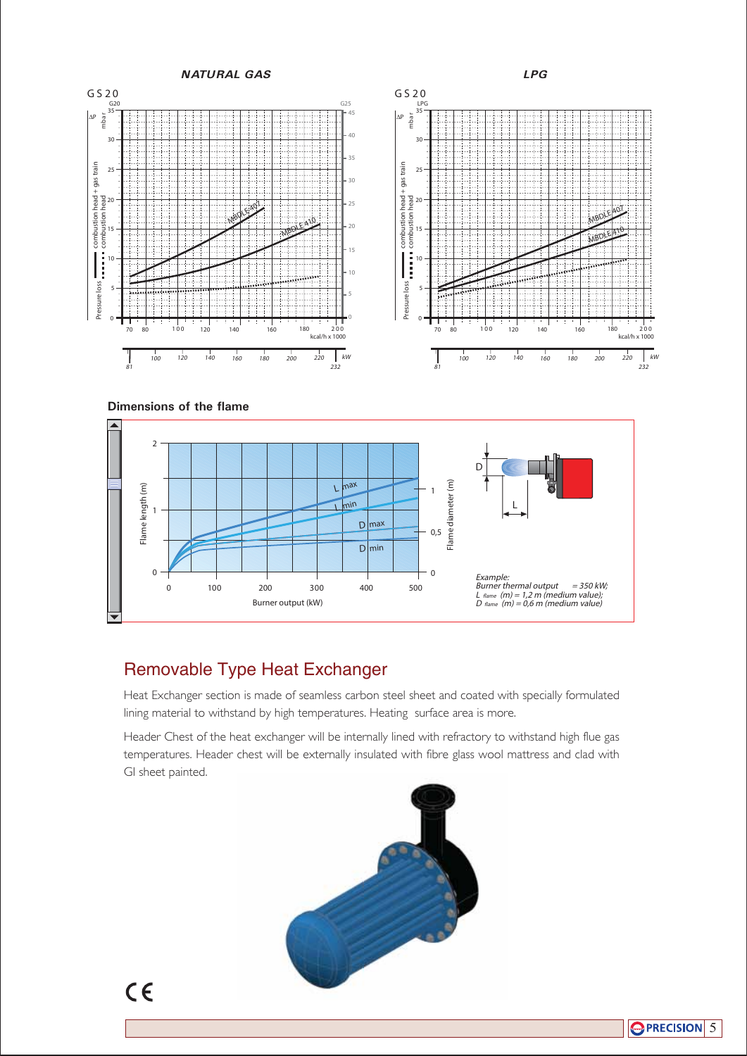***NATURAL GAS***

***LPG***

GS20

GS20

**Dimensions of the flame**

Example:
Burner thermal output = 350 kW;
$L_{flame}$ (m) = 1,2 m (medium value);
$D_{flame}$ (m) = 0,6 m (medium value)

## Removable Type Heat Exchanger

Heat Exchanger section is made of seamless carbon steel sheet and coated with specially formulated lining material to withstand by high temperatures. Heating surface area is more.

Header Chest of the heat exchanger will be internally lined with refractory to withstand high flue gas temperatures. Header chest will be externally insulated with fibre glass wool mattress and clad with GI sheet painted.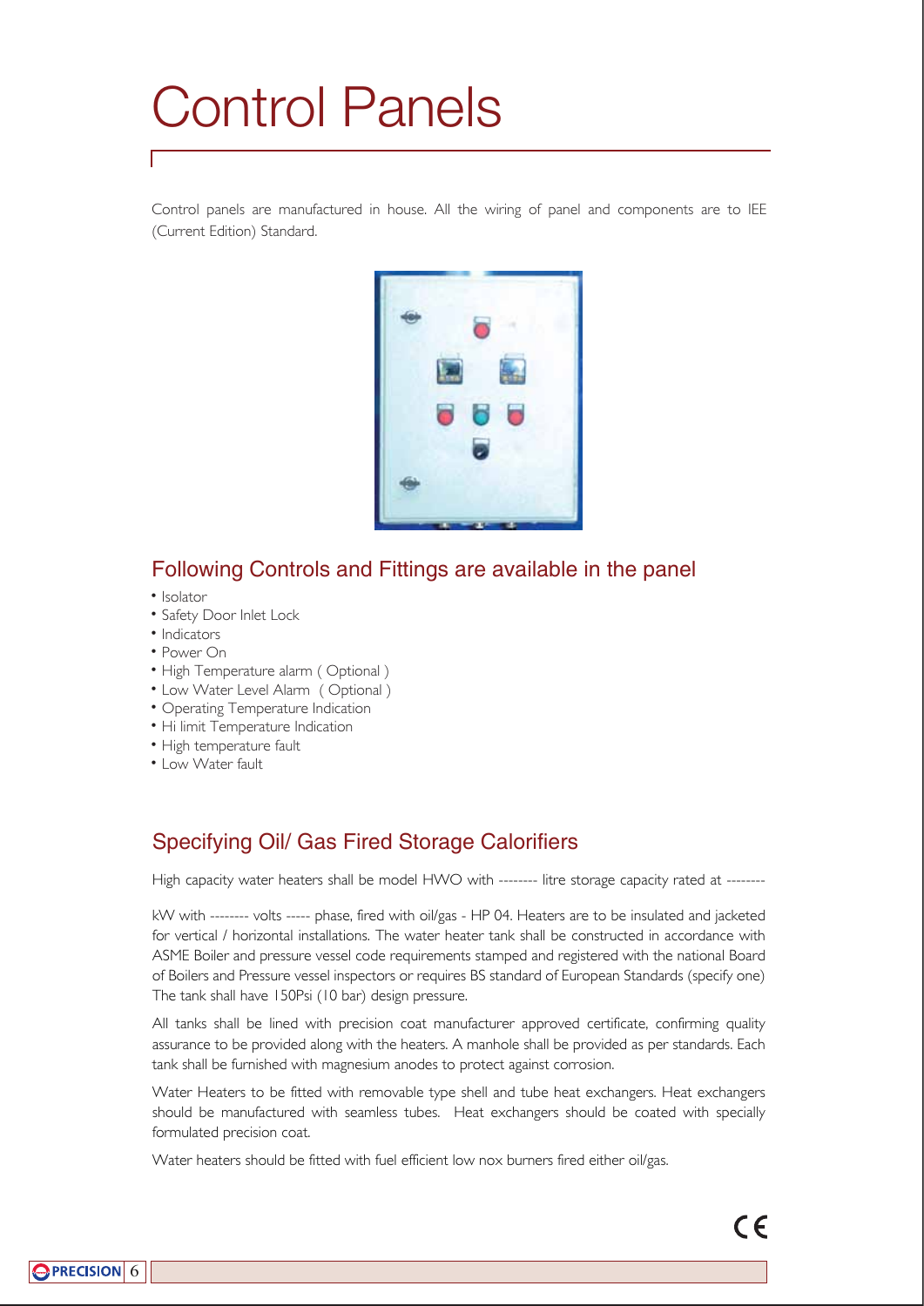# Control Panels

Control panels are manufactured in house. All the wiring of panel and components are to IEE (Current Edition) Standard.

## Following Controls and Fittings are available in the panel

- Isolator
- Safety Door Inlet Lock
- Indicators
- Power On
- High Temperature alarm ( Optional )
- Low Water Level Alarm ( Optional )
- Operating Temperature Indication
- Hi limit Temperature Indication
- High temperature fault
- Low Water fault

## Specifying Oil/ Gas Fired Storage Calorifiers

High capacity water heaters shall be model HWO with -------- litre storage capacity rated at --------

kW with -------- volts ----- phase, fired with oil/gas - HP 04. Heaters are to be insulated and jacketed for vertical / horizontal installations. The water heater tank shall be constructed in accordance with ASME Boiler and pressure vessel code requirements stamped and registered with the national Board of Boilers and Pressure vessel inspectors or requires BS standard of European Standards (specify one) The tank shall have 150Psi (10 bar) design pressure.

All tanks shall be lined with precision coat manufacturer approved certificate, confirming quality assurance to be provided along with the heaters. A manhole shall be provided as per standards. Each tank shall be furnished with magnesium anodes to protect against corrosion.

Water Heaters to be fitted with removable type shell and tube heat exchangers. Heat exchangers should be manufactured with seamless tubes. Heat exchangers should be coated with specially formulated precision coat.

Water heaters should be fitted with fuel efficient low nox burners fired either oil/gas.

CE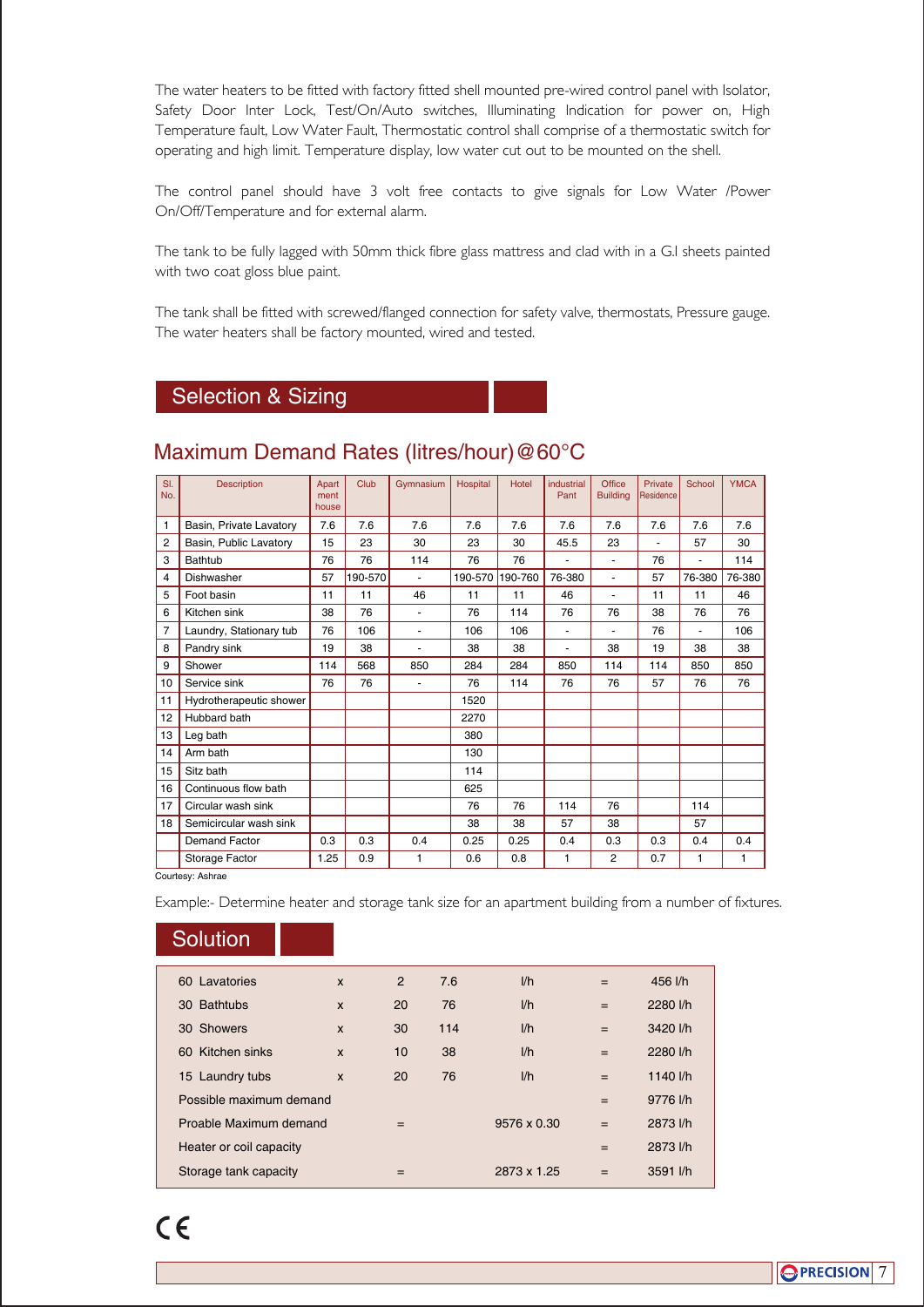The water heaters to be fitted with factory fitted shell mounted pre-wired control panel with Isolator, Safety Door Inter Lock, Test/On/Auto switches, Illuminating Indication for power on, High Temperature fault, Low Water Fault, Thermostatic control shall comprise of a thermostatic switch for operating and high limit. Temperature display, low water cut out to be mounted on the shell.

The control panel should have 3 volt free contacts to give signals for Low Water /Power On/Off/Temperature and for external alarm.

The tank to be fully lagged with 50mm thick fibre glass mattress and clad with in a G.I sheets painted with two coat gloss blue paint.

The tank shall be fitted with screwed/flanged connection for safety valve, thermostats, Pressure gauge. The water heaters shall be factory mounted, wired and tested.

## Selection & Sizing

### Maximum Demand Rates (litres/hour)@60°C

| Sl. No. | Description | Apart ment house | Club | Gymnasium | Hospital | Hotel | industrial Pant | Office Building | Private Residence | School | YMCA |
|---|---|---|---|---|---|---|---|---|---|---|---|
| 1 | Basin, Private Lavatory | 7.6 | 7.6 | 7.6 | 7.6 | 7.6 | 7.6 | 7.6 | 7.6 | 7.6 | 7.6 |
| 2 | Basin, Public Lavatory | 15 | 23 | 30 | 23 | 30 | 45.5 | 23 | - | 57 | 30 |
| 3 | Bathtub | 76 | 76 | 114 | 76 | 76 | - | - | 76 | - | 114 |
| 4 | Dishwasher | 57 | 190-570 | - | 190-570 | 190-760 | 76-380 | - | 57 | 76-380 | 76-380 |
| 5 | Foot basin | 11 | 11 | 46 | 11 | 11 | 46 | - | 11 | 11 | 46 |
| 6 | Kitchen sink | 38 | 76 | - | 76 | 114 | 76 | 76 | 38 | 76 | 76 |
| 7 | Laundry, Stationary tub | 76 | 106 | - | 106 | 106 | - | - | 76 | - | 106 |
| 8 | Pandry sink | 19 | 38 | - | 38 | 38 | - | 38 | 19 | 38 | 38 |
| 9 | Shower | 114 | 568 | 850 | 284 | 284 | 850 | 114 | 114 | 850 | 850 |
| 10 | Service sink | 76 | 76 | - | 76 | 114 | 76 | 76 | 57 | 76 | 76 |
| 11 | Hydrotherapeutic shower | | | | 1520 | | | | | | |
| 12 | Hubbard bath | | | | 2270 | | | | | | |
| 13 | Leg bath | | | | 380 | | | | | | |
| 14 | Arm bath | | | | 130 | | | | | | |
| 15 | Sitz bath | | | | 114 | | | | | | |
| 16 | Continuous flow bath | | | | 625 | | | | | | |
| 17 | Circular wash sink | | | | 76 | 76 | 114 | 76 | | 114 | |
| 18 | Semicircular wash sink | | | | 38 | 38 | 57 | 38 | | 57 | |
| | Demand Factor | 0.3 | 0.3 | 0.4 | 0.25 | 0.25 | 0.4 | 0.3 | 0.3 | 0.4 | 0.4 |
| | Storage Factor | 1.25 | 0.9 | 1 | 0.6 | 0.8 | 1 | 2 | 0.7 | 1 | 1 |

Courtesy: Ashrae

Example:- Determine heater and storage tank size for an apartment building from a number of fixtures.

## Solution

| | | | | | | |
|---|---|---|---|---|---|---|
| 60 Lavatories | x | 2 | 7.6 | l/h | = | 456 l/h |
| 30 Bathtubs | x | 20 | 76 | l/h | = | 2280 l/h |
| 30 Showers | x | 30 | 114 | l/h | = | 3420 l/h |
| 60 Kitchen sinks | x | 10 | 38 | l/h | = | 2280 l/h |
| 15 Laundry tubs | x | 20 | 76 | l/h | = | 1140 l/h |
| Possible maximum demand | | | | | = | 9776 l/h |
| Proable Maximum demand | | = | | 9576 x 0.30 | = | 2873 l/h |
| Heater or coil capacity | | | | | = | 2873 l/h |
| Storage tank capacity | | = | | 2873 x 1.25 | = | 3591 l/h |

CE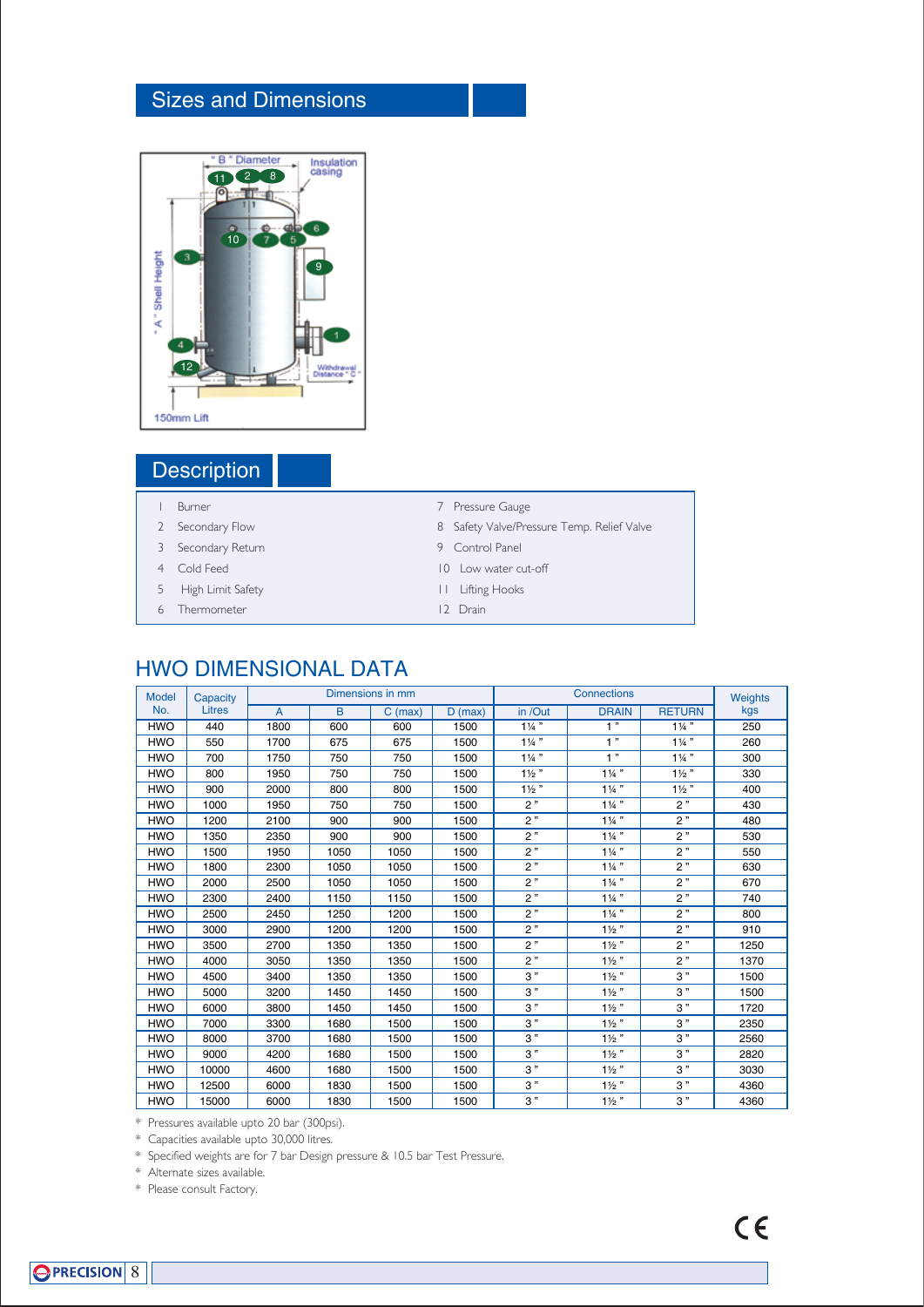## Sizes and Dimensions

## Description

| | | | |
|---|---|---|---|
| 1 | Burner | 7 | Pressure Gauge |
| 2 | Secondary Flow | 8 | Safety Valve/Pressure Temp. Relief Valve |
| 3 | Secondary Return | 9 | Control Panel |
| 4 | Cold Feed | 10 | Low water cut-off |
| 5 | High Limit Safety | 11 | Lifting Hooks |
| 6 | Thermometer | 12 | Drain |

## HWO DIMENSIONAL DATA

| Model No. | Capacity Litres | Dimensions in mm | | | | Connections | | | Weights kgs |
|---|---|---|---|---|---|---|---|---|---|
| | | A | B | C (max) | D (max) | in /Out | DRAIN | RETURN | |
| HWO | 440 | 1800 | 600 | 600 | 1500 | 1¼ " | 1 " | 1¼ " | 250 |
| HWO | 550 | 1700 | 675 | 675 | 1500 | 1¼ " | 1 " | 1¼ " | 260 |
| HWO | 700 | 1750 | 750 | 750 | 1500 | 1¼ " | 1 " | 1¼ " | 300 |
| HWO | 800 | 1950 | 750 | 750 | 1500 | 1½ " | 1¼ " | 1½ " | 330 |
| HWO | 900 | 2000 | 800 | 800 | 1500 | 1½ " | 1¼ " | 1½ " | 400 |
| HWO | 1000 | 1950 | 750 | 750 | 1500 | 2 " | 1¼ " | 2 " | 430 |
| HWO | 1200 | 2100 | 900 | 900 | 1500 | 2 " | 1¼ " | 2 " | 480 |
| HWO | 1350 | 2350 | 900 | 900 | 1500 | 2 " | 1¼ " | 2 " | 530 |
| HWO | 1500 | 1950 | 1050 | 1050 | 1500 | 2 " | 1¼ " | 2 " | 550 |
| HWO | 1800 | 2300 | 1050 | 1050 | 1500 | 2 " | 1¼ " | 2 " | 630 |
| HWO | 2000 | 2500 | 1050 | 1050 | 1500 | 2 " | 1¼ " | 2 " | 670 |
| HWO | 2300 | 2400 | 1150 | 1150 | 1500 | 2 " | 1¼ " | 2 " | 740 |
| HWO | 2500 | 2450 | 1250 | 1200 | 1500 | 2 " | 1¼ " | 2 " | 800 |
| HWO | 3000 | 2900 | 1200 | 1200 | 1500 | 2 " | 1½ " | 2 " | 910 |
| HWO | 3500 | 2700 | 1350 | 1350 | 1500 | 2 " | 1½ " | 2 " | 1250 |
| HWO | 4000 | 3050 | 1350 | 1350 | 1500 | 2 " | 1½ " | 2 " | 1370 |
| HWO | 4500 | 3400 | 1350 | 1350 | 1500 | 3 " | 1½ " | 3 " | 1500 |
| HWO | 5000 | 3200 | 1450 | 1450 | 1500 | 3 " | 1½ " | 3 " | 1500 |
| HWO | 6000 | 3800 | 1450 | 1450 | 1500 | 3 " | 1½ " | 3 " | 1720 |
| HWO | 7000 | 3300 | 1680 | 1500 | 1500 | 3 " | 1½ " | 3 " | 2350 |
| HWO | 8000 | 3700 | 1680 | 1500 | 1500 | 3 " | 1½ " | 3 " | 2560 |
| HWO | 9000 | 4200 | 1680 | 1500 | 1500 | 3 " | 1½ " | 3 " | 2820 |
| HWO | 10000 | 4600 | 1680 | 1500 | 1500 | 3 " | 1½ " | 3 " | 3030 |
| HWO | 12500 | 6000 | 1830 | 1500 | 1500 | 3 " | 1½ " | 3 " | 4360 |
| HWO | 15000 | 6000 | 1830 | 1500 | 1500 | 3 " | 1½ " | 3 " | 4360 |

* Pressures available upto 20 bar (300psi).
* Capacities available upto 30,000 litres.
* Specified weights are for 7 bar Design pressure & 10.5 bar Test Pressure.
* Alternate sizes available.
* Please consult Factory.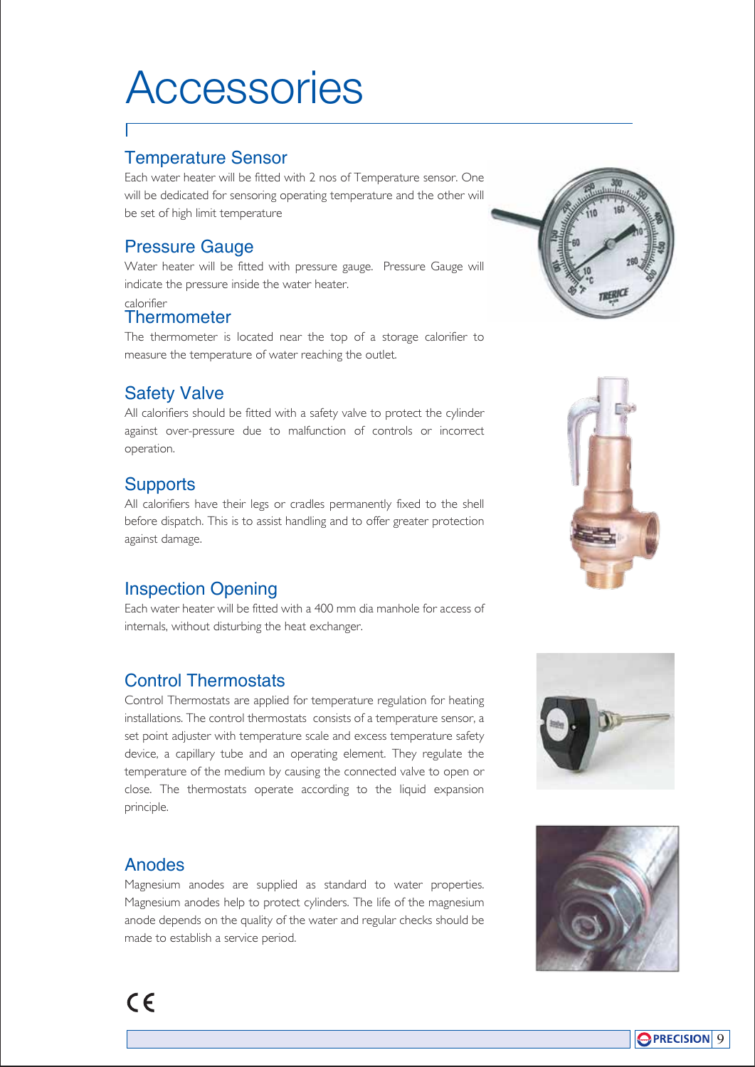# Accessories

## Temperature Sensor

Each water heater will be fitted with 2 nos of Temperature sensor. One will be dedicated for sensoring operating temperature and the other will be set of high limit temperature

## Pressure Gauge

Water heater will be fitted with pressure gauge. Pressure Gauge will indicate the pressure inside the water heater.

calorifier

## Thermometer

The thermometer is located near the top of a storage calorifier to measure the temperature of water reaching the outlet.

## Safety Valve

All calorifiers should be fitted with a safety valve to protect the cylinder against over-pressure due to malfunction of controls or incorrect operation.

## Supports

All calorifiers have their legs or cradles permanently fixed to the shell before dispatch. This is to assist handling and to offer greater protection against damage.

## Inspection Opening

Each water heater will be fitted with a 400 mm dia manhole for access of internals, without disturbing the heat exchanger.

## Control Thermostats

Control Thermostats are applied for temperature regulation for heating installations. The control thermostats consists of a temperature sensor, a set point adjuster with temperature scale and excess temperature safety device, a capillary tube and an operating element. They regulate the temperature of the medium by causing the connected valve to open or close. The thermostats operate according to the liquid expansion principle.

## Anodes

Magnesium anodes are supplied as standard to water properties. Magnesium anodes help to protect cylinders. The life of the magnesium anode depends on the quality of the water and regular checks should be made to establish a service period.

CE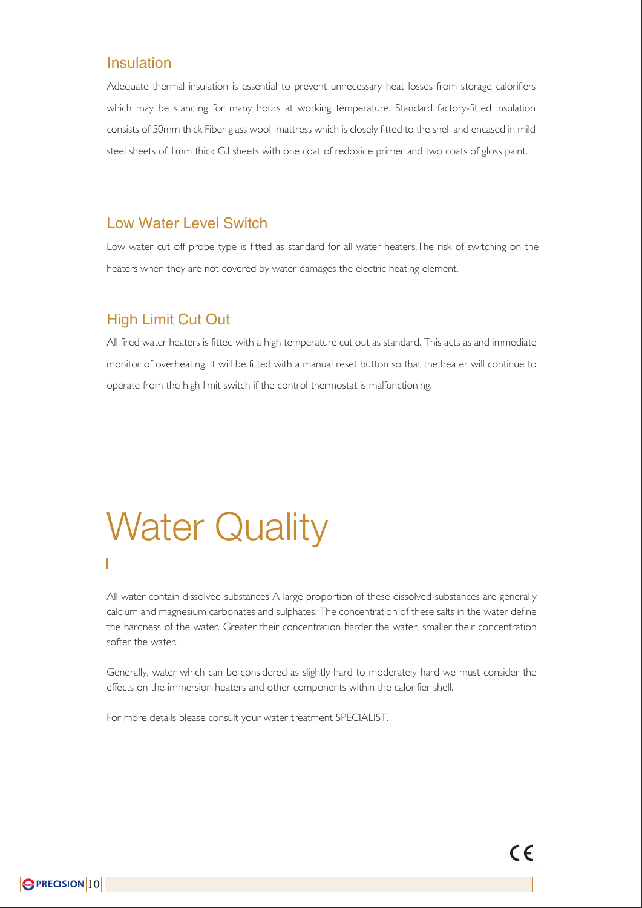## Insulation

Adequate thermal insulation is essential to prevent unnecessary heat losses from storage calorifiers which may be standing for many hours at working temperature. Standard factory-fitted insulation consists of 50mm thick Fiber glass wool mattress which is closely fitted to the shell and encased in mild steel sheets of 1mm thick G.I sheets with one coat of redoxide primer and two coats of gloss paint.

## Low Water Level Switch

Low water cut off probe type is fitted as standard for all water heaters.The risk of switching on the heaters when they are not covered by water damages the electric heating element.

## High Limit Cut Out

All fired water heaters is fitted with a high temperature cut out as standard. This acts as and immediate monitor of overheating. It will be fitted with a manual reset button so that the heater will continue to operate from the high limit switch if the control thermostat is malfunctioning.

# Water Quality

All water contain dissolved substances A large proportion of these dissolved substances are generally calcium and magnesium carbonates and sulphates. The concentration of these salts in the water define the hardness of the water. Greater their concentration harder the water, smaller their concentration softer the water.

Generally, water which can be considered as slightly hard to moderately hard we must consider the effects on the immersion heaters and other components within the calorifier shell.

For more details please consult your water treatment SPECIALIST.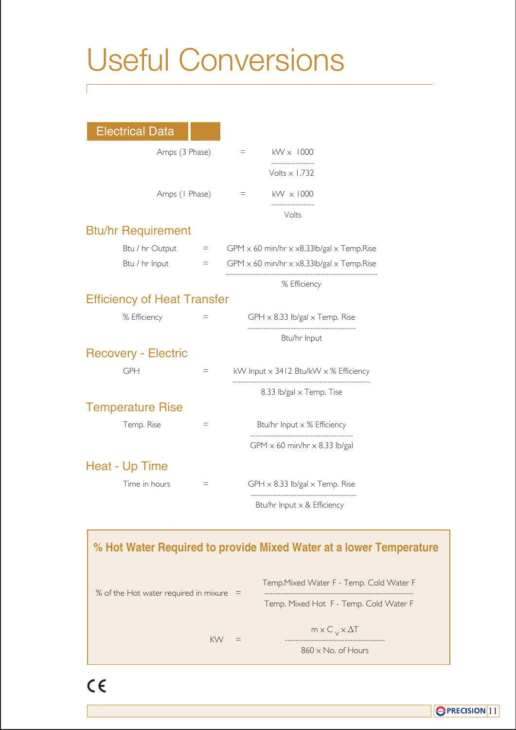# Useful Conversions

## Electrical Data

$$\text{Amps (3 Phase)} = \frac{\text{kW} \times 1000}{\text{Volts} \times 1.732}$$

$$\text{Amps (1 Phase)} = \frac{\text{kW} \times 1000}{\text{Volts}}$$

## Btu/hr Requirement

$$\text{Btu / hr Output} = \text{GPM} \times 60\ \text{min/hr} \times \times 8.33\text{lb/gal} \times \text{Temp.Rise}$$

$$\text{Btu / hr Input} = \frac{\text{GPM} \times 60\ \text{min/hr} \times \times 8.33\text{lb/gal} \times \text{Temp.Rise}}{\%\ \text{Efficiency}}$$

## Efficiency of Heat Transfer

$$\%\ \text{Efficiency} = \frac{\text{GPH} \times 8.33\ \text{lb/gal} \times \text{Temp. Rise}}{\text{Btu/hr Input}}$$

## Recovery - Electric

$$\text{GPH} = \frac{\text{kW Input} \times 3412\ \text{Btu/kW} \times \%\ \text{Efficiency}}{8.33\ \text{lb/gal} \times \text{Temp. Tise}}$$

## Temperature Rise

$$\text{Temp. Rise} = \frac{\text{Btu/hr Input} \times \%\ \text{Efficiency}}{\text{GPM} \times 60\ \text{min/hr} \times 8.33\ \text{lb/gal}}$$

## Heat - Up Time

$$\text{Time in hours} = \frac{\text{GPH} \times 8.33\ \text{lb/gal} \times \text{Temp. Rise}}{\text{Btu/hr Input} \times \&\ \text{Efficiency}}$$

## % Hot Water Required to provide Mixed Water at a lower Temperature

$$\%\ \text{of the Hot water required in mixure} = \frac{\text{Temp.Mixed Water F} - \text{Temp. Cold Water F}}{\text{Temp. Mixed Hot F} - \text{Temp. Cold Water F}}$$

$$\text{KW} = \frac{m \times C_V \times \Delta T}{860 \times \text{No. of Hours}}$$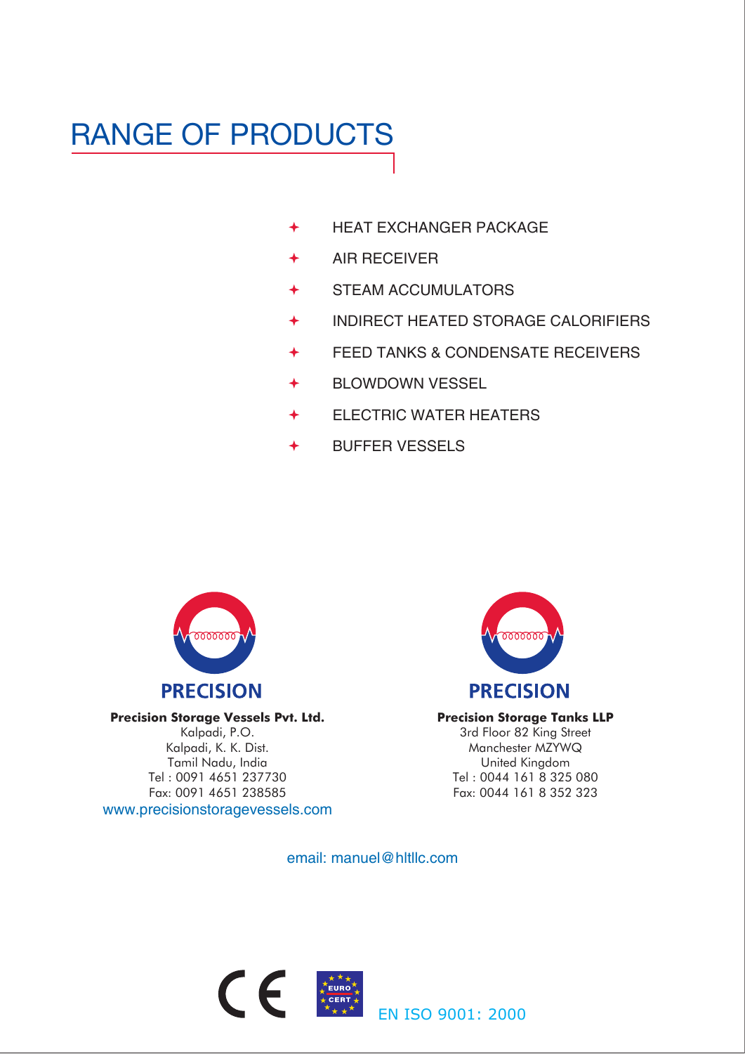# RANGE OF PRODUCTS

- HEAT EXCHANGER PACKAGE
- AIR RECEIVER
- STEAM ACCUMULATORS
- INDIRECT HEATED STORAGE CALORIFIERS
- FEED TANKS & CONDENSATE RECEIVERS
- BLOWDOWN VESSEL
- ELECTRIC WATER HEATERS
- BUFFER VESSELS

PRECISION

**Precision Storage Vessels Pvt. Ltd.**
Kalpadi, P.O.
Kalpadi, K. K. Dist.
Tamil Nadu, India
Tel : 0091 4651 237730
Fax: 0091 4651 238585
www.precisionstoragevessels.com

PRECISION

**Precision Storage Tanks LLP**
3rd Floor 82 King Street
Manchester MZYWQ
United Kingdom
Tel : 0044 161 8 325 080
Fax: 0044 161 8 352 323

email: manuel@hltllc.com

CE

EURO CERT

EN ISO 9001: 2000